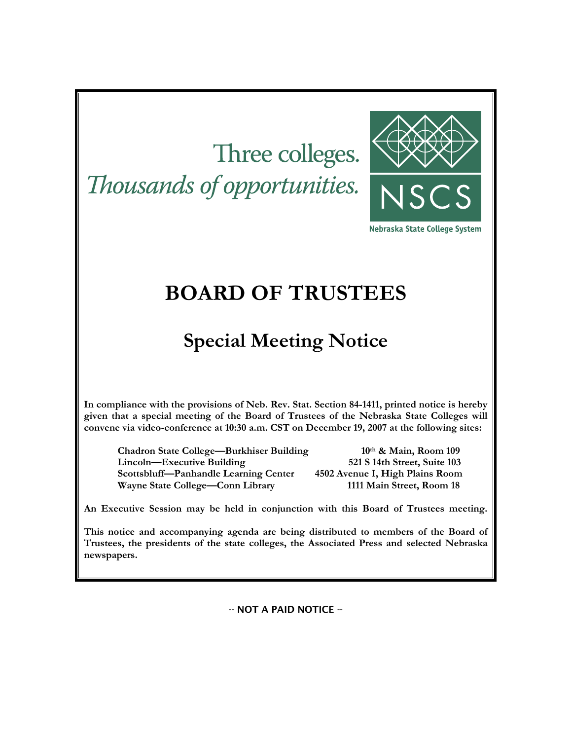Three colleges.
*Thousands of opportunities.*

NSCS

Nebraska State College System

# BOARD OF TRUSTEES

## Special Meeting Notice

**In compliance with the provisions of Neb. Rev. Stat. Section 84-1411, printed notice is hereby given that a special meeting of the Board of Trustees of the Nebraska State Colleges will convene via video-conference at 10:30 a.m. CST on December 19, 2007 at the following sites:**

| | |
|---|---|
| **Chadron State College—Burkhiser Building** | **10th & Main, Room 109** |
| **Lincoln—Executive Building** | **521 S 14th Street, Suite 103** |
| **Scottsbluff—Panhandle Learning Center** | **4502 Avenue I, High Plains Room** |
| **Wayne State College—Conn Library** | **1111 Main Street, Room 18** |

**An Executive Session may be held in conjunction with this Board of Trustees meeting.**

**This notice and accompanying agenda are being distributed to members of the Board of Trustees, the presidents of the state colleges, the Associated Press and selected Nebraska newspapers.**

-- NOT A PAID NOTICE --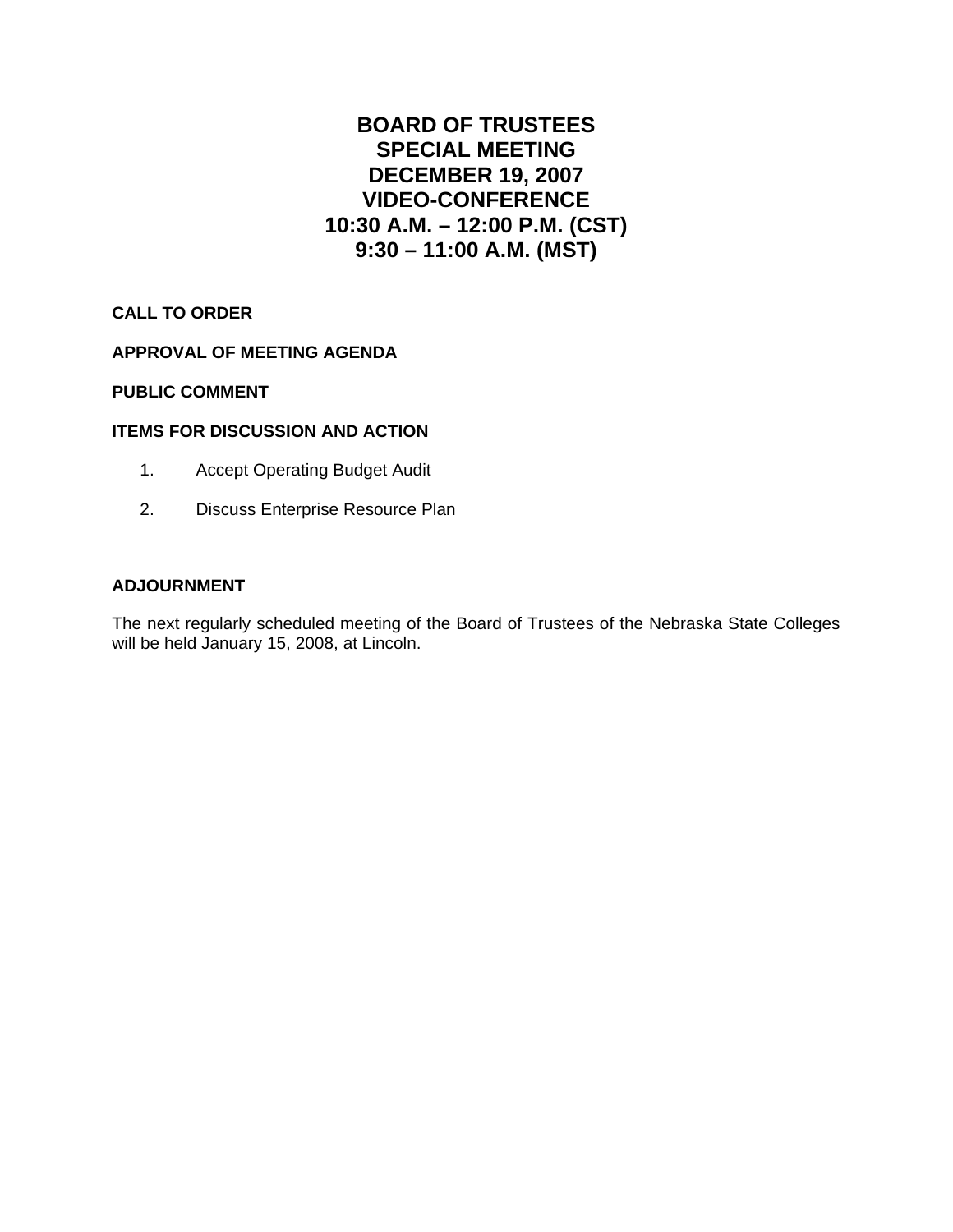# BOARD OF TRUSTEES
# SPECIAL MEETING
# DECEMBER 19, 2007
# VIDEO-CONFERENCE
# 10:30 A.M. – 12:00 P.M. (CST)
# 9:30 – 11:00 A.M. (MST)

**CALL TO ORDER**

**APPROVAL OF MEETING AGENDA**

**PUBLIC COMMENT**

**ITEMS FOR DISCUSSION AND ACTION**

1. Accept Operating Budget Audit

2. Discuss Enterprise Resource Plan

**ADJOURNMENT**

The next regularly scheduled meeting of the Board of Trustees of the Nebraska State Colleges will be held January 15, 2008, at Lincoln.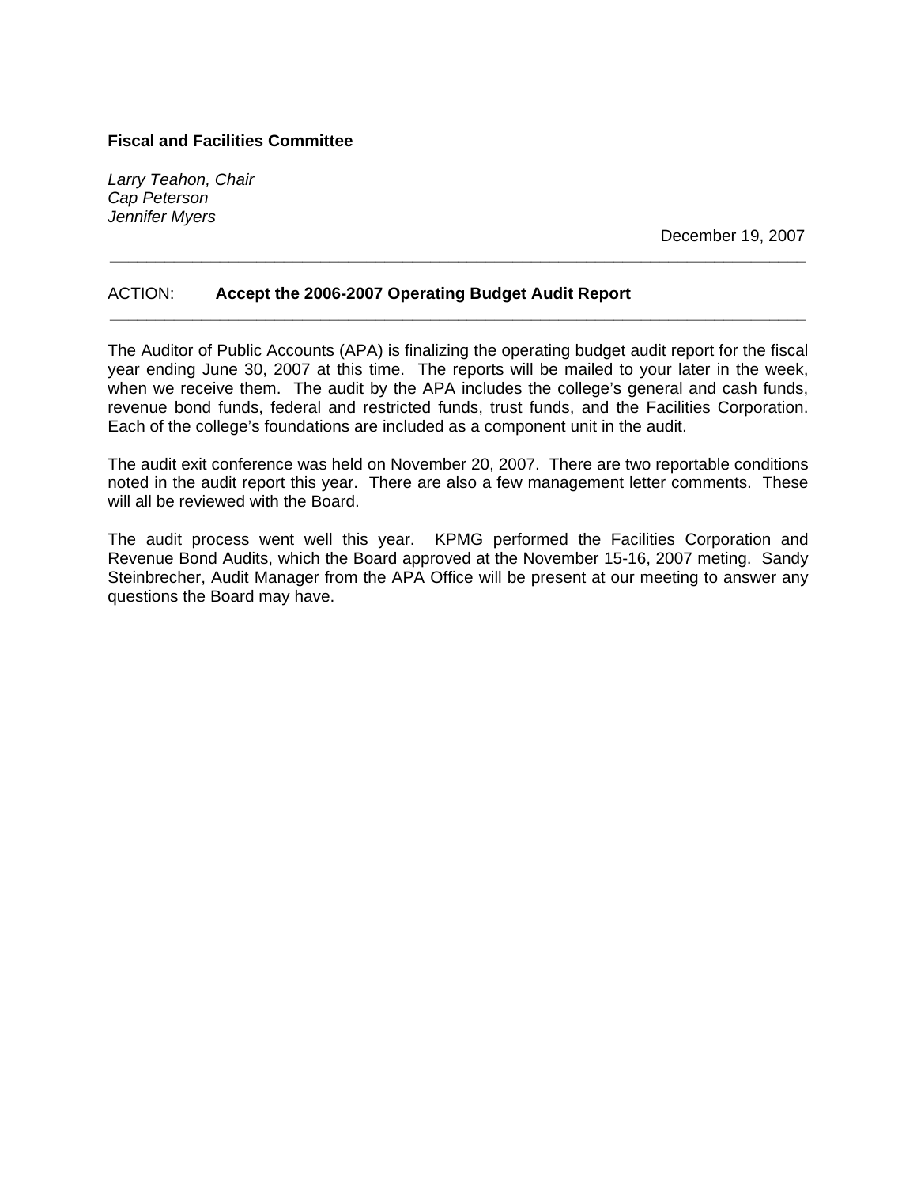**Fiscal and Facilities Committee**

*Larry Teahon, Chair*
*Cap Peterson*
*Jennifer Myers*

December 19, 2007

---

ACTION: **Accept the 2006-2007 Operating Budget Audit Report**

---

The Auditor of Public Accounts (APA) is finalizing the operating budget audit report for the fiscal year ending June 30, 2007 at this time. The reports will be mailed to your later in the week, when we receive them. The audit by the APA includes the college's general and cash funds, revenue bond funds, federal and restricted funds, trust funds, and the Facilities Corporation. Each of the college's foundations are included as a component unit in the audit.

The audit exit conference was held on November 20, 2007. There are two reportable conditions noted in the audit report this year. There are also a few management letter comments. These will all be reviewed with the Board.

The audit process went well this year. KPMG performed the Facilities Corporation and Revenue Bond Audits, which the Board approved at the November 15-16, 2007 meting. Sandy Steinbrecher, Audit Manager from the APA Office will be present at our meeting to answer any questions the Board may have.